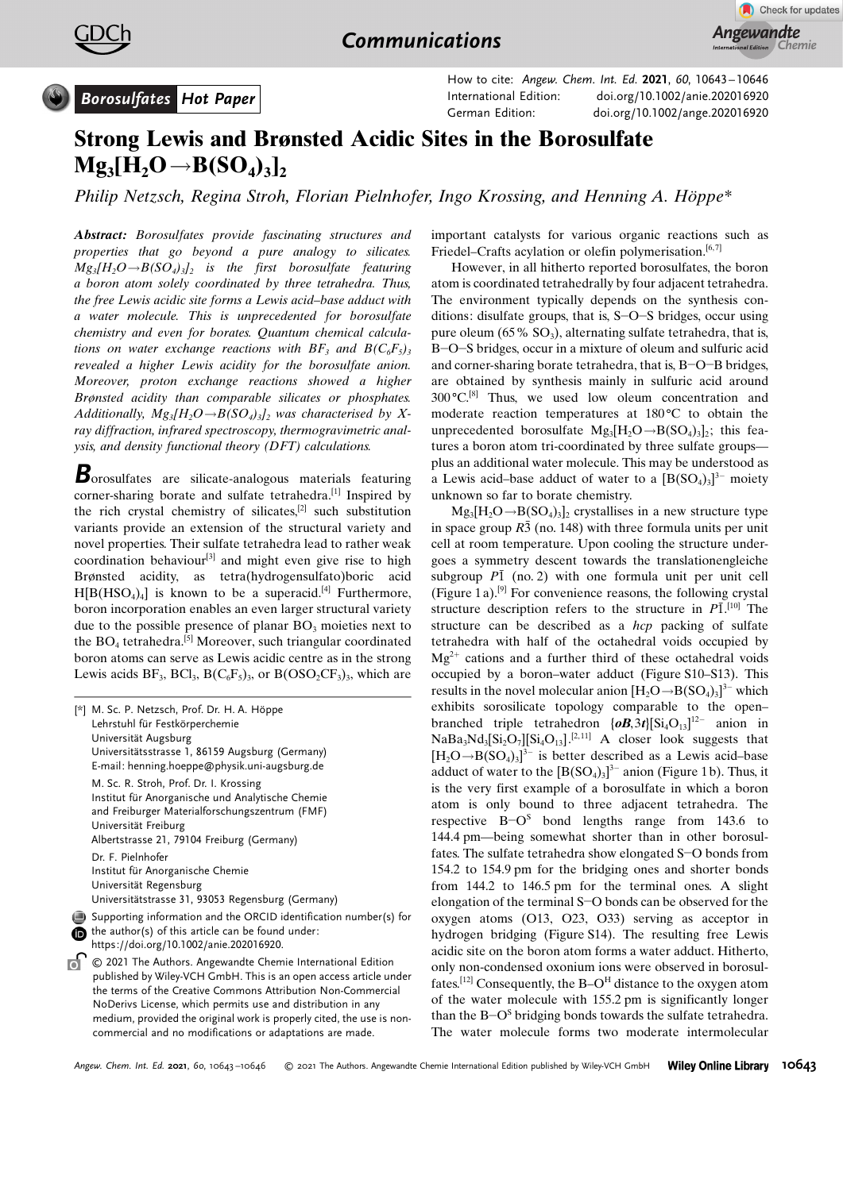Borosulfates | Hot Paper

How to cite: Angew. Chem. Int. Ed. 2021, 60, 10643–10646
International Edition: doi.org/10.1002/anie.202016920
German Edition: doi.org/10.1002/ange.202016920

# Strong Lewis and Brønsted Acidic Sites in the Borosulfate $Mg_3[H_2O\rightarrow B(SO_4)_3]_2$

*Philip Netzsch, Regina Stroh, Florian Pielnhofer, Ingo Krossing, and Henning A. Höppe**

***Abstract:*** *Borosulfates provide fascinating structures and properties that go beyond a pure analogy to silicates. $Mg_3[H_2O\rightarrow B(SO_4)_3]_2$ is the first borosulfate featuring a boron atom solely coordinated by three tetrahedra. Thus, the free Lewis acidic site forms a Lewis acid–base adduct with a water molecule. This is unprecedented for borosulfate chemistry and even for borates. Quantum chemical calculations on water exchange reactions with $BF_3$ and $B(C_6F_5)_3$ revealed a higher Lewis acidity for the borosulfate anion. Moreover, proton exchange reactions showed a higher Brønsted acidity than comparable silicates or phosphates. Additionally, $Mg_3[H_2O\rightarrow B(SO_4)_3]_2$ was characterised by X-ray diffraction, infrared spectroscopy, thermogravimetric analysis, and density functional theory (DFT) calculations.*

**B**orosulfates are silicate-analogous materials featuring corner-sharing borate and sulfate tetrahedra.[1] Inspired by the rich crystal chemistry of silicates,[2] such substitution variants provide an extension of the structural variety and novel properties. Their sulfate tetrahedra lead to rather weak coordination behaviour[3] and might even give rise to high Brønsted acidity, as tetra(hydrogensulfato)boric acid $H[B(HSO_4)_4]$ is known to be a superacid.[4] Furthermore, boron incorporation enables an even larger structural variety due to the possible presence of planar $BO_3$ moieties next to the $BO_4$ tetrahedra.[5] Moreover, such triangular coordinated boron atoms can serve as Lewis acidic centre as in the strong Lewis acids $BF_3$, $BCl_3$, $B(C_6F_5)_3$, or $B(OSO_2CF_3)_3$, which are important catalysts for various organic reactions such as Friedel–Crafts acylation or olefin polymerisation.[6,7]

However, in all hitherto reported borosulfates, the boron atom is coordinated tetrahedrally by four adjacent tetrahedra. The environment typically depends on the synthesis conditions: disulfate groups, that is, S−O−S bridges, occur using pure oleum (65% $SO_3$), alternating sulfate tetrahedra, that is, B−O−S bridges, occur in a mixture of oleum and sulfuric acid and corner-sharing borate tetrahedra, that is, B−O−B bridges, are obtained by synthesis mainly in sulfuric acid around 300 °C.[8] Thus, we used low oleum concentration and moderate reaction temperatures at 180 °C to obtain the unprecedented borosulfate $Mg_3[H_2O\rightarrow B(SO_4)_3]_2$; this features a boron atom tri-coordinated by three sulfate groups—plus an additional water molecule. This may be understood as a Lewis acid–base adduct of water to a $[B(SO_4)_3]^{3-}$ moiety unknown so far to borate chemistry.

$Mg_3[H_2O\rightarrow B(SO_4)_3]_2$ crystallises in a new structure type in space group $R\bar{3}$ (no. 148) with three formula units per unit cell at room temperature. Upon cooling the structure undergoes a symmetry descent towards the translationengleiche subgroup $P\bar{1}$ (no. 2) with one formula unit per unit cell (Figure 1a).[9] For convenience reasons, the following crystal structure description refers to the structure in $P\bar{1}$.[10] The structure can be described as a *hcp* packing of sulfate tetrahedra with half of the octahedral voids occupied by $Mg^{2+}$ cations and a further third of these octahedral voids occupied by a boron–water adduct (Figure S10–S13). This results in the novel molecular anion $[H_2O\rightarrow B(SO_4)_3]^{3-}$ which exhibits sorosilicate topology comparable to the open-branched triple tetrahedron $\{\boldsymbol{oB},3\boldsymbol{t}\}[Si_4O_{13}]^{12-}$ anion in $NaBa_3Nd_3[Si_2O_7][Si_4O_{13}]$.[2,11] A closer look suggests that $[H_2O\rightarrow B(SO_4)_3]^{3-}$ is better described as a Lewis acid–base adduct of water to the $[B(SO_4)_3]^{3-}$ anion (Figure 1b). Thus, it is the very first example of a borosulfate in which a boron atom is only bound to three adjacent tetrahedra. The respective $B-O^S$ bond lengths range from 143.6 to 144.4 pm—being somewhat shorter than in other borosulfates. The sulfate tetrahedra show elongated S−O bonds from 154.2 to 154.9 pm for the bridging ones and shorter bonds from 144.2 to 146.5 pm for the terminal ones. A slight elongation of the terminal S−O bonds can be observed for the oxygen atoms (O13, O23, O33) serving as acceptor in hydrogen bridging (Figure S14). The resulting free Lewis acidic site on the boron atom forms a water adduct. Hitherto, only non-condensed oxonium ions were observed in borosulfates.[12] Consequently, the $B-O^H$ distance to the oxygen atom of the water molecule with 155.2 pm is significantly longer than the $B-O^S$ bridging bonds towards the sulfate tetrahedra. The water molecule forms two moderate intermolecular

[*] M. Sc. P. Netzsch, Prof. Dr. H. A. Höppe
Lehrstuhl für Festkörperchemie
Universität Augsburg
Universitätsstrasse 1, 86159 Augsburg (Germany)
E-mail: henning.hoeppe@physik.uni-augsburg.de

M. Sc. R. Stroh, Prof. Dr. I. Krossing
Institut für Anorganische und Analytische Chemie
and Freiburger Materialforschungszentrum (FMF)
Universität Freiburg
Albertstrasse 21, 79104 Freiburg (Germany)

Dr. F. Pielnhofer
Institut für Anorganische Chemie
Universität Regensburg
Universitätsstrasse 31, 93053 Regensburg (Germany)

Supporting information and the ORCID identification number(s) for the author(s) of this article can be found under: https://doi.org/10.1002/anie.202016920.

© 2021 The Authors. Angewandte Chemie International Edition published by Wiley-VCH GmbH. This is an open access article under the terms of the Creative Commons Attribution Non-Commercial NoDerivs License, which permits use and distribution in any medium, provided the original work is properly cited, the use is non-commercial and no modifications or adaptations are made.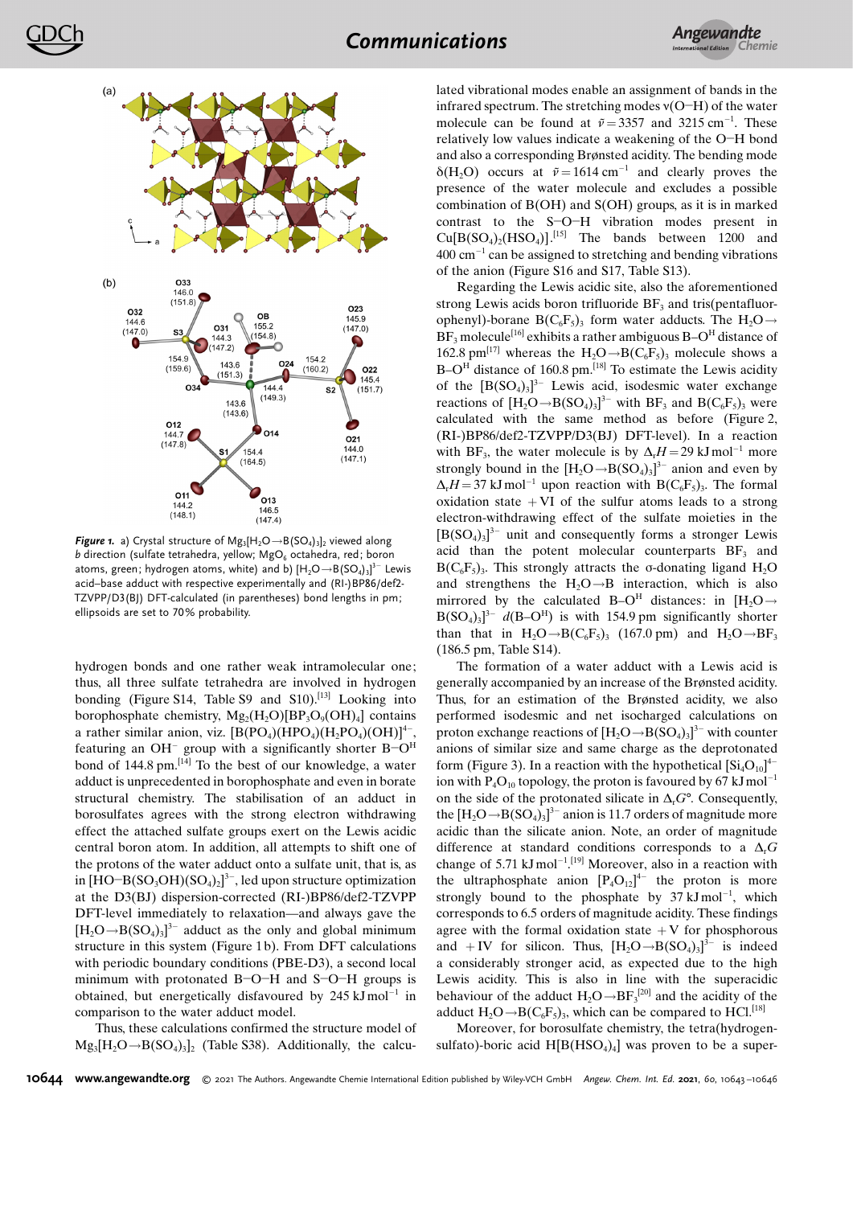**Figure 1.** a) Crystal structure of $Mg_3[H_2O{\rightarrow}B(SO_4)_3]_2$ viewed along *b* direction (sulfate tetrahedra, yellow; $MgO_6$ octahedra, red; boron atoms, green; hydrogen atoms, white) and b) $[H_2O{\rightarrow}B(SO_4)_3]^{3-}$ Lewis acid–base adduct with respective experimentally and (RI-)BP86/def2-TZVPP/D3(BJ) DFT-calculated (in parentheses) bond lengths in pm; ellipsoids are set to 70% probability.

hydrogen bonds and one rather weak intramolecular one; thus, all three sulfate tetrahedra are involved in hydrogen bonding (Figure S14, Table S9 and S10).[13] Looking into borophosphate chemistry, $Mg_2(H_2O)[BP_3O_9(OH)_4]$ contains a rather similar anion, viz. $[B(PO_4)(HPO_4)(H_2PO_4)(OH)]^{4-}$, featuring an $OH^-$ group with a significantly shorter $B{-}O^H$ bond of 144.8 pm.[14] To the best of our knowledge, a water adduct is unprecedented in borophosphate and even in borate structural chemistry. The stabilisation of an adduct in borosulfates agrees with the strong electron withdrawing effect the attached sulfate groups exert on the Lewis acidic central boron atom. In addition, all attempts to shift one of the protons of the water adduct onto a sulfate unit, that is, as in $[HO{-}B(SO_3OH)(SO_4)_2]^{3-}$, led upon structure optimization at the D3(BJ) dispersion-corrected (RI-)BP86/def2-TZVPP DFT-level immediately to relaxation—and always gave the $[H_2O{\rightarrow}B(SO_4)_3]^{3-}$ adduct as the only and global minimum structure in this system (Figure 1b). From DFT calculations with periodic boundary conditions (PBE-D3), a second local minimum with protonated B−O−H and S−O−H groups is obtained, but energetically disfavoured by 245 kJ mol$^{-1}$ in comparison to the water adduct model.

Thus, these calculations confirmed the structure model of $Mg_3[H_2O{\rightarrow}B(SO_4)_3]_2$ (Table S38). Additionally, the calculated vibrational modes enable an assignment of bands in the infrared spectrum. The stretching modes $\nu$(O−H) of the water molecule can be found at $\tilde{\nu} = 3357$ and 3215 cm$^{-1}$. These relatively low values indicate a weakening of the O−H bond and also a corresponding Brønsted acidity. The bending mode $\delta(H_2O)$ occurs at $\tilde{\nu} = 1614$ cm$^{-1}$ and clearly proves the presence of the water molecule and excludes a possible combination of B(OH) and S(OH) groups, as it is in marked contrast to the S−O−H vibration modes present in $Cu[B(SO_4)_2(HSO_4)]$.[15] The bands between 1200 and 400 cm$^{-1}$ can be assigned to stretching and bending vibrations of the anion (Figure S16 and S17, Table S13).

Regarding the Lewis acidic site, also the aforementioned strong Lewis acids boron trifluoride $BF_3$ and tris(pentafluorophenyl)-borane $B(C_6F_5)_3$ form water adducts. The $H_2O{\rightarrow}BF_3$ molecule[16] exhibits a rather ambiguous $B{-}O^H$ distance of 162.8 pm[17] whereas the $H_2O{\rightarrow}B(C_6F_5)_3$ molecule shows a $B{-}O^H$ distance of 160.8 pm.[18] To estimate the Lewis acidity of the $[B(SO_4)_3]^{3-}$ Lewis acid, isodesmic water exchange reactions of $[H_2O{\rightarrow}B(SO_4)_3]^{3-}$ with $BF_3$ and $B(C_6F_5)_3$ were calculated with the same method as before (Figure 2, (RI-)BP86/def2-TZVPP/D3(BJ) DFT-level). In a reaction with $BF_3$, the water molecule is by $\Delta_rH = 29$ kJ mol$^{-1}$ more strongly bound in the $[H_2O{\rightarrow}B(SO_4)_3]^{3-}$ anion and even by $\Delta_rH = 37$ kJ mol$^{-1}$ upon reaction with $B(C_6F_5)_3$. The formal oxidation state +VI of the sulfur atoms leads to a strong electron-withdrawing effect of the sulfate moieties in the $[B(SO_4)_3]^{3-}$ unit and consequently forms a stronger Lewis acid than the potent molecular counterparts $BF_3$ and $B(C_6F_5)_3$. This strongly attracts the σ-donating ligand $H_2O$ and strengthens the $H_2O{\rightarrow}B$ interaction, which is also mirrored by the calculated $B{-}O^H$ distances: in $[H_2O{\rightarrow}B(SO_4)_3]^{3-}$ $d(B{-}O^H)$ is with 154.9 pm significantly shorter than that in $H_2O{\rightarrow}B(C_6F_5)_3$ (167.0 pm) and $H_2O{\rightarrow}BF_3$ (186.5 pm, Table S14).

The formation of a water adduct with a Lewis acid is generally accompanied by an increase of the Brønsted acidity. Thus, for an estimation of the Brønsted acidity, we also performed isodesmic and net isocharged calculations on proton exchange reactions of $[H_2O{\rightarrow}B(SO_4)_3]^{3-}$ with counter anions of similar size and same charge as the deprotonated form (Figure 3). In a reaction with the hypothetical $[Si_4O_{10}]^{4-}$ ion with $P_4O_{10}$ topology, the proton is favoured by 67 kJ mol$^{-1}$ on the side of the protonated silicate in $\Delta_rG°$. Consequently, the $[H_2O{\rightarrow}B(SO_4)_3]^{3-}$ anion is 11.7 orders of magnitude more acidic than the silicate anion. Note, an order of magnitude difference at standard conditions corresponds to a $\Delta_rG$ change of 5.71 kJ mol$^{-1}$.[19] Moreover, also in a reaction with the ultraphosphate anion $[P_4O_{12}]^{4-}$ the proton is more strongly bound to the phosphate by 37 kJ mol$^{-1}$, which corresponds to 6.5 orders of magnitude acidity. These findings agree with the formal oxidation state +V for phosphorous and +IV for silicon. Thus, $[H_2O{\rightarrow}B(SO_4)_3]^{3-}$ is indeed a considerably stronger acid, as expected due to the high Lewis acidity. This is also in line with the superacidic behaviour of the adduct $H_2O{\rightarrow}BF_3$[20] and the acidity of the adduct $H_2O{\rightarrow}B(C_6F_5)_3$, which can be compared to HCl.[18]

Moreover, for borosulfate chemistry, the tetra(hydrogensulfato)-boric acid $H[B(HSO_4)_4]$ was proven to be a super-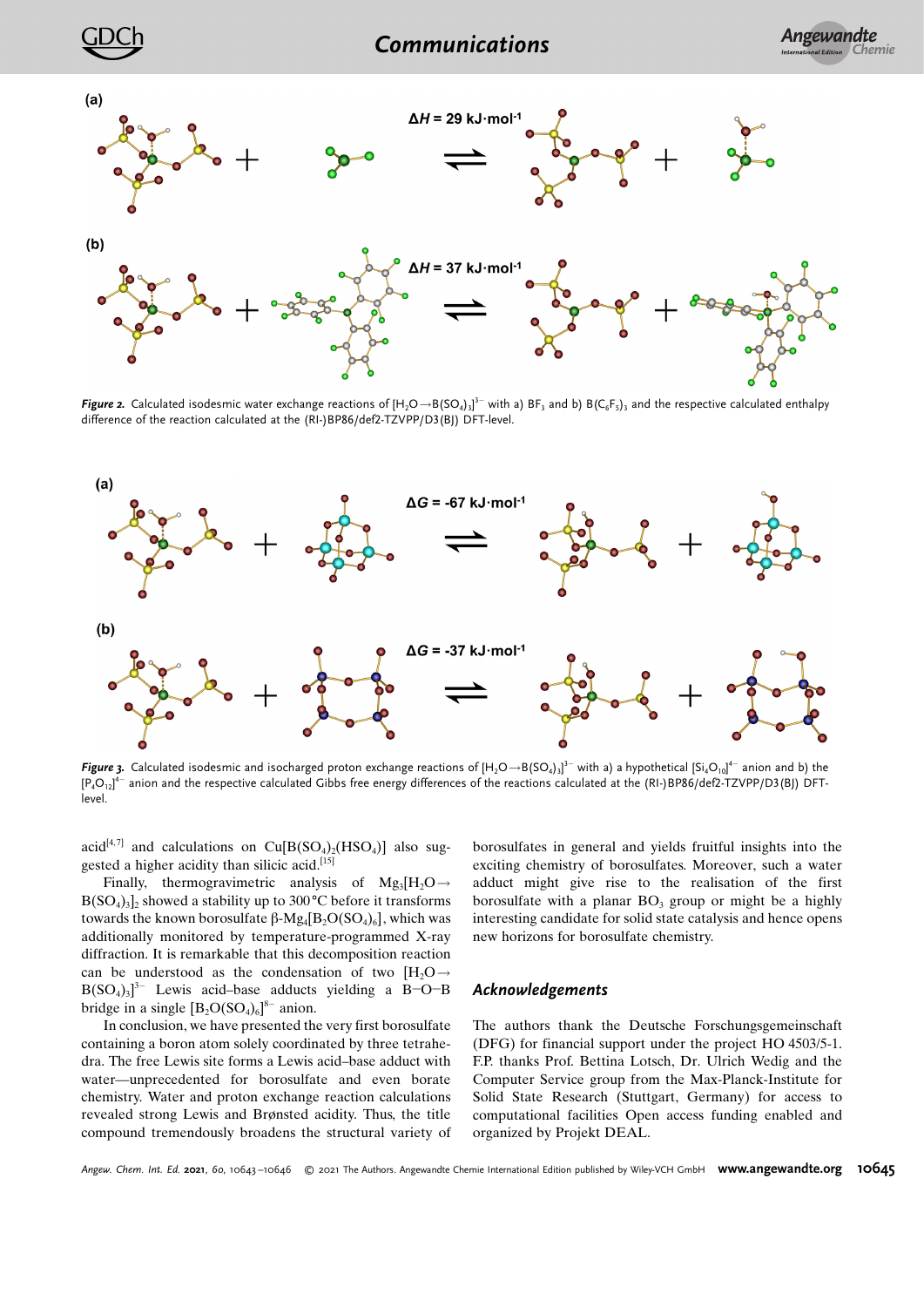*Figure 2.* Calculated isodesmic water exchange reactions of $[H_2O{\rightarrow}B(SO_4)_3]^{3-}$ with a) $BF_3$ and b) $B(C_6F_5)_3$ and the respective calculated enthalpy difference of the reaction calculated at the (RI-)BP86/def2-TZVPP/D3(BJ) DFT-level.

*Figure 3.* Calculated isodesmic and isocharged proton exchange reactions of $[H_2O{\rightarrow}B(SO_4)_3]^{3-}$ with a) a hypothetical $[Si_4O_{10}]^{4-}$ anion and b) the $[P_4O_{12}]^{4-}$ anion and the respective calculated Gibbs free energy differences of the reactions calculated at the (RI-)BP86/def2-TZVPP/D3(BJ) DFT-level.

acid[4,7] and calculations on $Cu[B(SO_4)_2(HSO_4)]$ also suggested a higher acidity than silicic acid.[15]

Finally, thermogravimetric analysis of $Mg_3[H_2O{\rightarrow}B(SO_4)_3]_2$ showed a stability up to 300 °C before it transforms towards the known borosulfate β-$Mg_4[B_2O(SO_4)_6]$, which was additionally monitored by temperature-programmed X-ray diffraction. It is remarkable that this decomposition reaction can be understood as the condensation of two $[H_2O{\rightarrow}B(SO_4)_3]^{3-}$ Lewis acid–base adducts yielding a B–O–B bridge in a single $[B_2O(SO_4)_6]^{8-}$ anion.

In conclusion, we have presented the very first borosulfate containing a boron atom solely coordinated by three tetrahedra. The free Lewis site forms a Lewis acid–base adduct with water—unprecedented for borosulfate and even borate chemistry. Water and proton exchange reaction calculations revealed strong Lewis and Brønsted acidity. Thus, the title compound tremendously broadens the structural variety of borosulfates in general and yields fruitful insights into the exciting chemistry of borosulfates. Moreover, such a water adduct might give rise to the realisation of the first borosulfate with a planar $BO_3$ group or might be a highly interesting candidate for solid state catalysis and hence opens new horizons for borosulfate chemistry.

## Acknowledgements

The authors thank the Deutsche Forschungsgemeinschaft (DFG) for financial support under the project HO 4503/5-1. F.P. thanks Prof. Bettina Lotsch, Dr. Ulrich Wedig and the Computer Service group from the Max-Planck-Institute for Solid State Research (Stuttgart, Germany) for access to computational facilities Open access funding enabled and organized by Projekt DEAL.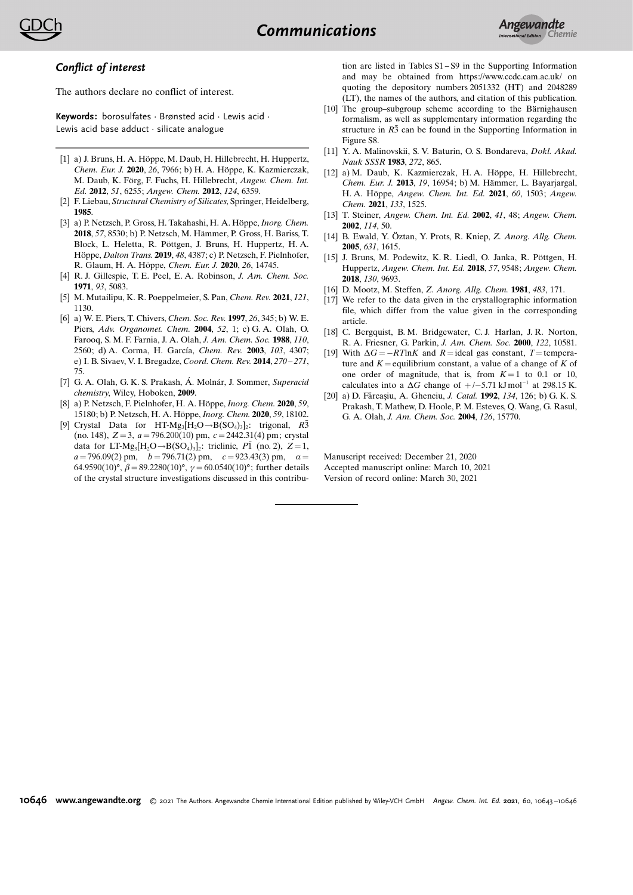## *Conflict of interest*

The authors declare no conflict of interest.

**Keywords:** borosulfates · Brønsted acid · Lewis acid · Lewis acid base adduct · silicate analogue

- [1] a) J. Bruns, H. A. Höppe, M. Daub, H. Hillebrecht, H. Huppertz, *Chem. Eur. J.* **2020**, *26*, 7966; b) H. A. Höppe, K. Kazmierczak, M. Daub, K. Förg, F. Fuchs, H. Hillebrecht, *Angew. Chem. Int. Ed.* **2012**, *51*, 6255; *Angew. Chem.* **2012**, *124*, 6359.
- [2] F. Liebau, *Structural Chemistry of Silicates*, Springer, Heidelberg, **1985**.
- [3] a) P. Netzsch, P. Gross, H. Takahashi, H. A. Höppe, *Inorg. Chem.* **2018**, *57*, 8530; b) P. Netzsch, M. Hämmer, P. Gross, H. Bariss, T. Block, L. Heletta, R. Pöttgen, J. Bruns, H. Huppertz, H. A. Höppe, *Dalton Trans.* **2019**, *48*, 4387; c) P. Netzsch, F. Pielnhofer, R. Glaum, H. A. Höppe, *Chem. Eur. J.* **2020**, *26*, 14745.
- [4] R. J. Gillespie, T. E. Peel, E. A. Robinson, *J. Am. Chem. Soc.* **1971**, *93*, 5083.
- [5] M. Mutailipu, K. R. Poeppelmeier, S. Pan, *Chem. Rev.* **2021**, *121*, 1130.
- [6] a) W. E. Piers, T. Chivers, *Chem. Soc. Rev.* **1997**, *26*, 345; b) W. E. Piers, *Adv. Organomet. Chem.* **2004**, *52*, 1; c) G. A. Olah, O. Farooq, S. M. F. Farnia, J. A. Olah, *J. Am. Chem. Soc.* **1988**, *110*, 2560; d) A. Corma, H. García, *Chem. Rev.* **2003**, *103*, 4307; e) I. B. Sivaev, V. I. Bregadze, *Coord. Chem. Rev.* **2014**, *270–271*, 75.
- [7] G. A. Olah, G. K. S. Prakash, Á. Molnár, J. Sommer, *Superacid chemistry*, Wiley, Hoboken, **2009**.
- [8] a) P. Netzsch, F. Pielnhofer, H. A. Höppe, *Inorg. Chem.* **2020**, *59*, 15180; b) P. Netzsch, H. A. Höppe, *Inorg. Chem.* **2020**, *59*, 18102.
- [9] Crystal Data for HT-$Mg_3[H_2O\rightarrow B(SO_4)_3]_2$: trigonal, $R\bar{3}$ (no. 148), $Z=3$, $a=796.200(10)$ pm, $c=2442.31(4)$ pm; crystal data for LT-$Mg_3[H_2O\rightarrow B(SO_4)_3]_2$: triclinic, $P\bar{1}$ (no. 2), $Z=1$, $a=796.09(2)$ pm, $b=796.71(2)$ pm, $c=923.43(3)$ pm, $\alpha=64.9590(10)°$, $\beta=89.2280(10)°$, $\gamma=60.0540(10)°$; further details of the crystal structure investigations discussed in this contribution are listed in Tables S1–S9 in the Supporting Information and may be obtained from https://www.ccdc.cam.ac.uk/ on quoting the depository numbers 2051332 (HT) and 2048289 (LT), the names of the authors, and citation of this publication.
- [10] The group–subgroup scheme according to the Bärnighausen formalism, as well as supplementary information regarding the structure in $R\bar{3}$ can be found in the Supporting Information in Figure S8.
- [11] Y. A. Malinovskii, S. V. Baturin, O. S. Bondareva, *Dokl. Akad. Nauk SSSR* **1983**, *272*, 865.
- [12] a) M. Daub, K. Kazmierczak, H. A. Höppe, H. Hillebrecht, *Chem. Eur. J.* **2013**, *19*, 16954; b) M. Hämmer, L. Bayarjargal, H. A. Höppe, *Angew. Chem. Int. Ed.* **2021**, *60*, 1503; *Angew. Chem.* **2021**, *133*, 1525.
- [13] T. Steiner, *Angew. Chem. Int. Ed.* **2002**, *41*, 48; *Angew. Chem.* **2002**, *114*, 50.
- [14] B. Ewald, Y. Öztan, Y. Prots, R. Kniep, *Z. Anorg. Allg. Chem.* **2005**, *631*, 1615.
- [15] J. Bruns, M. Podewitz, K. R. Liedl, O. Janka, R. Pöttgen, H. Huppertz, *Angew. Chem. Int. Ed.* **2018**, *57*, 9548; *Angew. Chem.* **2018**, *130*, 9693.
- [16] D. Mootz, M. Steffen, *Z. Anorg. Allg. Chem.* **1981**, *483*, 171.
- [17] We refer to the data given in the crystallographic information file, which differ from the value given in the corresponding article.
- [18] C. Bergquist, B. M. Bridgewater, C. J. Harlan, J. R. Norton, R. A. Friesner, G. Parkin, *J. Am. Chem. Soc.* **2000**, *122*, 10581.
- [19] With $\Delta G=-RT\ln K$ and $R=$ideal gas constant, $T=$temperature and $K=$equilibrium constant, a value of a change of $K$ of one order of magnitude, that is, from $K=1$ to 0.1 or 10, calculates into a $\Delta G$ change of $+/-5.71\ \mathrm{kJ\,mol^{-1}}$ at 298.15 K.
- [20] a) D. Fărcaşiu, A. Ghenciu, *J. Catal.* **1992**, *134*, 126; b) G. K. S. Prakash, T. Mathew, D. Hoole, P. M. Esteves, Q. Wang, G. Rasul, G. A. Olah, *J. Am. Chem. Soc.* **2004**, *126*, 15770.

Manuscript received: December 21, 2020
Accepted manuscript online: March 10, 2021
Version of record online: March 30, 2021